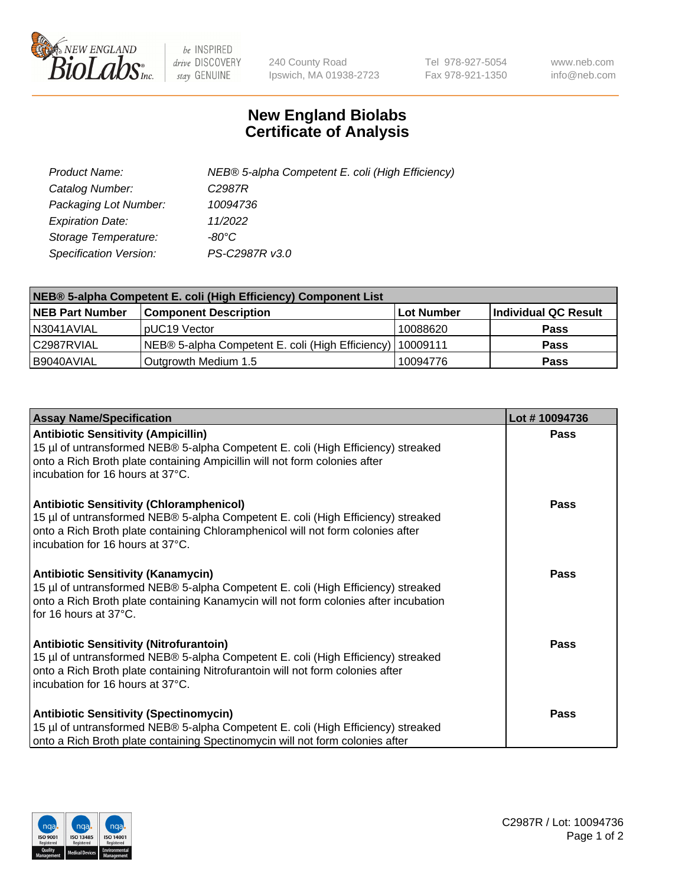# New England Biolabs
# Certificate of Analysis

| | |
|---|---|
| *Product Name:* | *NEB® 5-alpha Competent E. coli (High Efficiency)* |
| *Catalog Number:* | *C2987R* |
| *Packaging Lot Number:* | *10094736* |
| *Expiration Date:* | *11/2022* |
| *Storage Temperature:* | *-80°C* |
| *Specification Version:* | *PS-C2987R v3.0* |

| NEB® 5-alpha Competent E. coli (High Efficiency) Component List | | | |
|---|---|---|---|
| **NEB Part Number** | **Component Description** | **Lot Number** | **Individual QC Result** |
| N3041AVIAL | pUC19 Vector | 10088620 | **Pass** |
| C2987RVIAL | NEB® 5-alpha Competent E. coli (High Efficiency) | 10009111 | **Pass** |
| B9040AVIAL | Outgrowth Medium 1.5 | 10094776 | **Pass** |

| Assay Name/Specification | Lot # 10094736 |
|---|---|
| **Antibiotic Sensitivity (Ampicillin)**<br>15 µl of untransformed NEB® 5-alpha Competent E. coli (High Efficiency) streaked onto a Rich Broth plate containing Ampicillin will not form colonies after incubation for 16 hours at 37°C. | **Pass** |
| **Antibiotic Sensitivity (Chloramphenicol)**<br>15 µl of untransformed NEB® 5-alpha Competent E. coli (High Efficiency) streaked onto a Rich Broth plate containing Chloramphenicol will not form colonies after incubation for 16 hours at 37°C. | **Pass** |
| **Antibiotic Sensitivity (Kanamycin)**<br>15 µl of untransformed NEB® 5-alpha Competent E. coli (High Efficiency) streaked onto a Rich Broth plate containing Kanamycin will not form colonies after incubation for 16 hours at 37°C. | **Pass** |
| **Antibiotic Sensitivity (Nitrofurantoin)**<br>15 µl of untransformed NEB® 5-alpha Competent E. coli (High Efficiency) streaked onto a Rich Broth plate containing Nitrofurantoin will not form colonies after incubation for 16 hours at 37°C. | **Pass** |
| **Antibiotic Sensitivity (Spectinomycin)**<br>15 µl of untransformed NEB® 5-alpha Competent E. coli (High Efficiency) streaked onto a Rich Broth plate containing Spectinomycin will not form colonies after | **Pass** |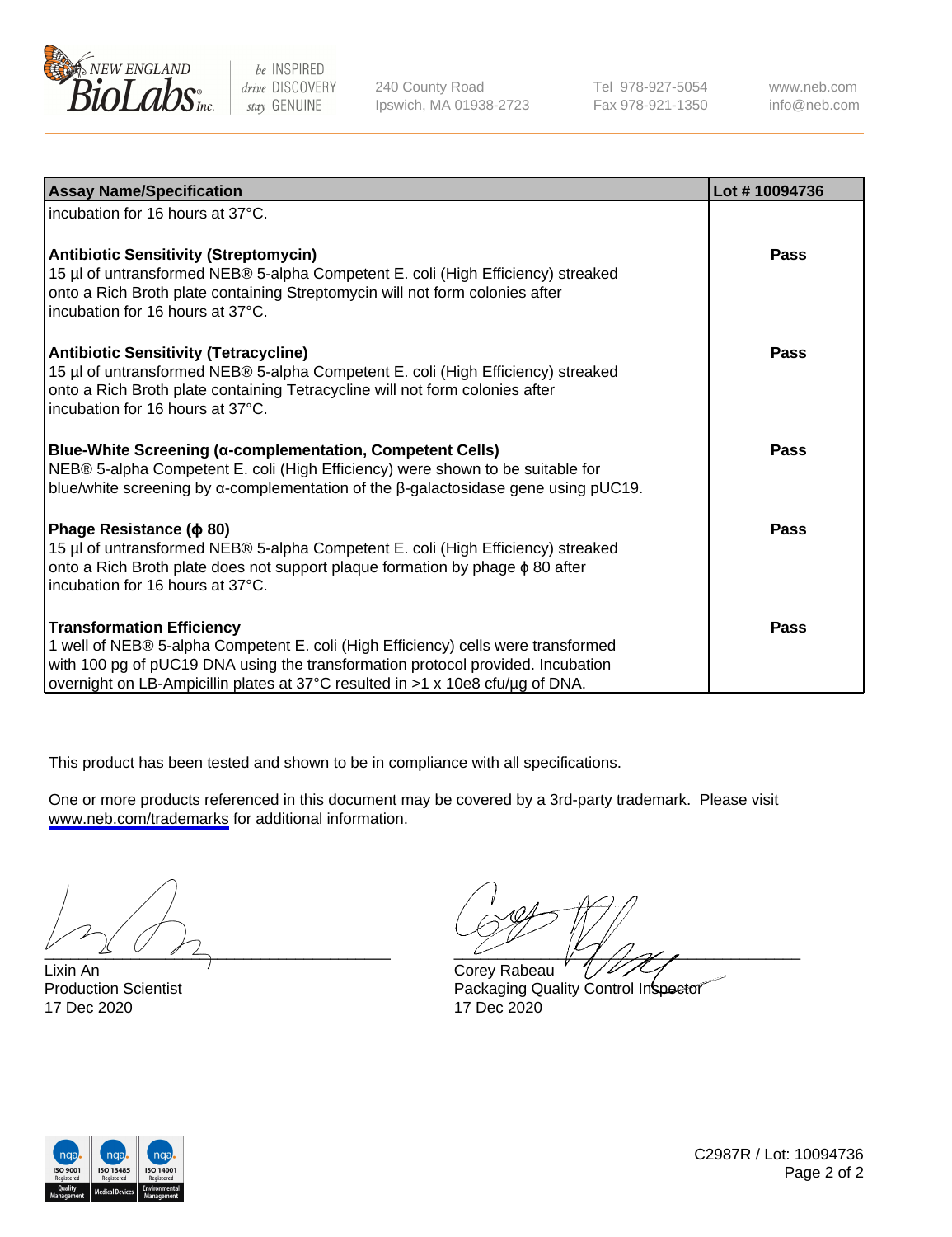| Assay Name/Specification | Lot # 10094736 |
|---|---|
| incubation for 16 hours at 37°C. | |
| **Antibiotic Sensitivity (Streptomycin)**<br>15 µl of untransformed NEB® 5-alpha Competent E. coli (High Efficiency) streaked onto a Rich Broth plate containing Streptomycin will not form colonies after incubation for 16 hours at 37°C. | Pass |
| **Antibiotic Sensitivity (Tetracycline)**<br>15 µl of untransformed NEB® 5-alpha Competent E. coli (High Efficiency) streaked onto a Rich Broth plate containing Tetracycline will not form colonies after incubation for 16 hours at 37°C. | Pass |
| **Blue-White Screening (α-complementation, Competent Cells)**<br>NEB® 5-alpha Competent E. coli (High Efficiency) were shown to be suitable for blue/white screening by α-complementation of the β-galactosidase gene using pUC19. | Pass |
| **Phage Resistance (ϕ 80)**<br>15 µl of untransformed NEB® 5-alpha Competent E. coli (High Efficiency) streaked onto a Rich Broth plate does not support plaque formation by phage ϕ 80 after incubation for 16 hours at 37°C. | Pass |
| **Transformation Efficiency**<br>1 well of NEB® 5-alpha Competent E. coli (High Efficiency) cells were transformed with 100 pg of pUC19 DNA using the transformation protocol provided. Incubation overnight on LB-Ampicillin plates at 37°C resulted in >1 x 10e8 cfu/µg of DNA. | Pass |

This product has been tested and shown to be in compliance with all specifications.

One or more products referenced in this document may be covered by a 3rd-party trademark. Please visit www.neb.com/trademarks for additional information.

Lixin An
Production Scientist
17 Dec 2020

Corey Rabeau
Packaging Quality Control Inspector
17 Dec 2020

C2987R / Lot: 10094736